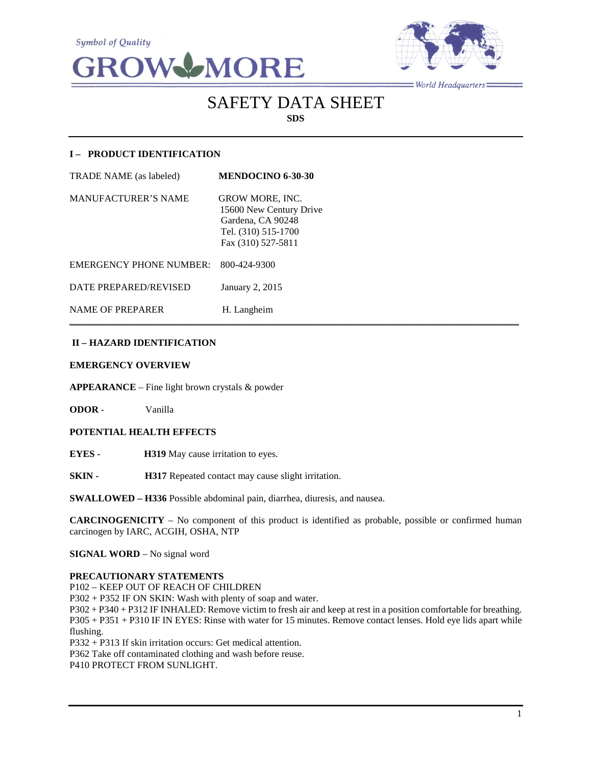Symbol of Quality

GROW MORE

World Headquarters

# SAFETY DATA SHEET

**SDS**

## I – PRODUCT IDENTIFICATION

| | |
|---|---|
| TRADE NAME (as labeled) | **MENDOCINO 6-30-30** |
| MANUFACTURER'S NAME | GROW MORE, INC.<br>15600 New Century Drive<br>Gardena, CA 90248<br>Tel. (310) 515-1700<br>Fax (310) 527-5811 |
| EMERGENCY PHONE NUMBER: | 800-424-9300 |
| DATE PREPARED/REVISED | January 2, 2015 |
| NAME OF PREPARER | H. Langheim |

## II – HAZARD IDENTIFICATION

**EMERGENCY OVERVIEW**

**APPEARANCE** – Fine light brown crystals & powder

**ODOR** - Vanilla

**POTENTIAL HEALTH EFFECTS**

**EYES -** **H319** May cause irritation to eyes.

**SKIN -** **H317** Repeated contact may cause slight irritation.

**SWALLOWED – H336** Possible abdominal pain, diarrhea, diuresis, and nausea.

**CARCINOGENICITY** – No component of this product is identified as probable, possible or confirmed human carcinogen by IARC, ACGIH, OSHA, NTP

**SIGNAL WORD** – No signal word

**PRECAUTIONARY STATEMENTS**

P102 – KEEP OUT OF REACH OF CHILDREN
P302 + P352 IF ON SKIN: Wash with plenty of soap and water.
P302 + P340 + P312 IF INHALED: Remove victim to fresh air and keep at rest in a position comfortable for breathing.
P305 + P351 + P310 IF IN EYES: Rinse with water for 15 minutes. Remove contact lenses. Hold eye lids apart while flushing.
P332 + P313 If skin irritation occurs: Get medical attention.
P362 Take off contaminated clothing and wash before reuse.
P410 PROTECT FROM SUNLIGHT.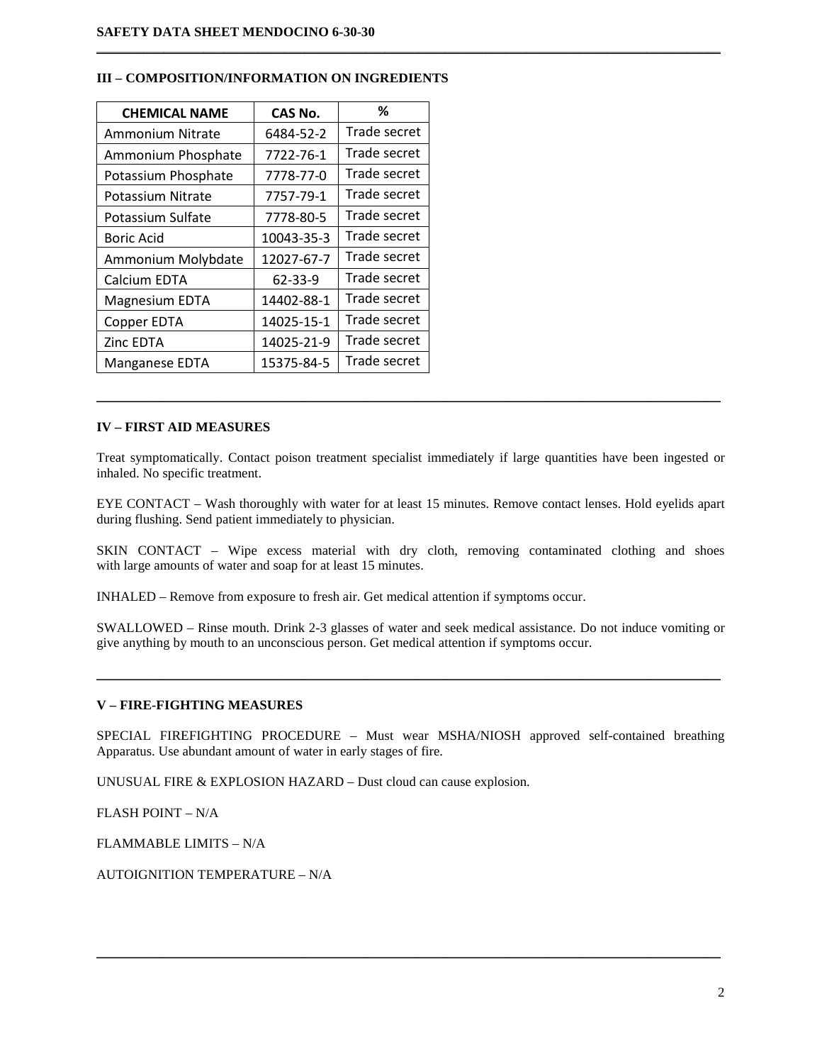## III – COMPOSITION/INFORMATION ON INGREDIENTS

| CHEMICAL NAME | CAS No. | % |
|---|---|---|
| Ammonium Nitrate | 6484-52-2 | Trade secret |
| Ammonium Phosphate | 7722-76-1 | Trade secret |
| Potassium Phosphate | 7778-77-0 | Trade secret |
| Potassium Nitrate | 7757-79-1 | Trade secret |
| Potassium Sulfate | 7778-80-5 | Trade secret |
| Boric Acid | 10043-35-3 | Trade secret |
| Ammonium Molybdate | 12027-67-7 | Trade secret |
| Calcium EDTA | 62-33-9 | Trade secret |
| Magnesium EDTA | 14402-88-1 | Trade secret |
| Copper EDTA | 14025-15-1 | Trade secret |
| Zinc EDTA | 14025-21-9 | Trade secret |
| Manganese EDTA | 15375-84-5 | Trade secret |

## IV – FIRST AID MEASURES

Treat symptomatically. Contact poison treatment specialist immediately if large quantities have been ingested or inhaled. No specific treatment.

EYE CONTACT – Wash thoroughly with water for at least 15 minutes. Remove contact lenses. Hold eyelids apart during flushing. Send patient immediately to physician.

SKIN CONTACT – Wipe excess material with dry cloth, removing contaminated clothing and shoes with large amounts of water and soap for at least 15 minutes.

INHALED – Remove from exposure to fresh air. Get medical attention if symptoms occur.

SWALLOWED – Rinse mouth. Drink 2-3 glasses of water and seek medical assistance. Do not induce vomiting or give anything by mouth to an unconscious person. Get medical attention if symptoms occur.

## V – FIRE-FIGHTING MEASURES

SPECIAL FIREFIGHTING PROCEDURE – Must wear MSHA/NIOSH approved self-contained breathing Apparatus. Use abundant amount of water in early stages of fire.

UNUSUAL FIRE & EXPLOSION HAZARD – Dust cloud can cause explosion.

FLASH POINT – N/A

FLAMMABLE LIMITS – N/A

AUTOIGNITION TEMPERATURE – N/A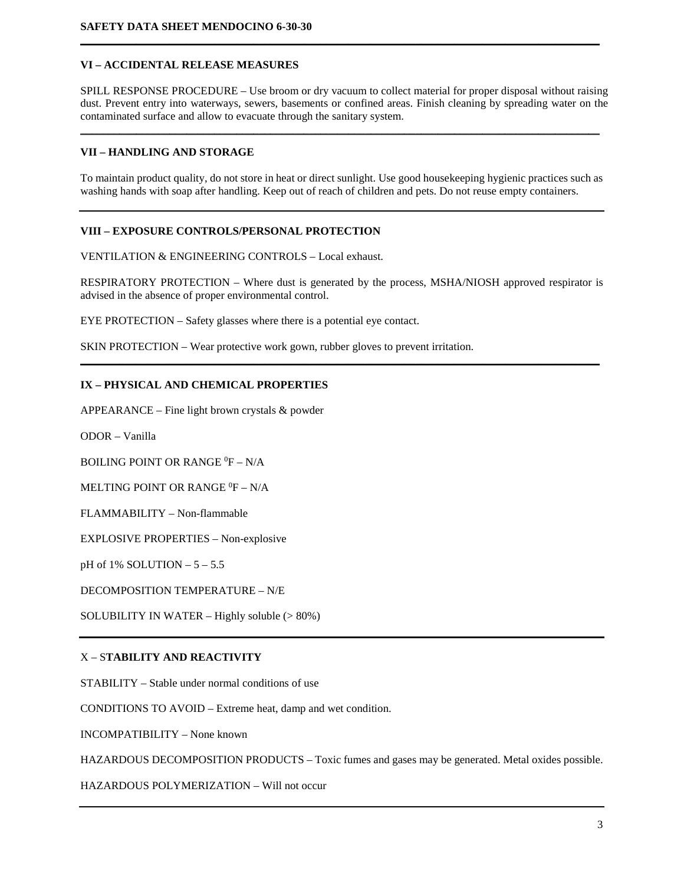## VI – ACCIDENTAL RELEASE MEASURES

SPILL RESPONSE PROCEDURE – Use broom or dry vacuum to collect material for proper disposal without raising dust. Prevent entry into waterways, sewers, basements or confined areas. Finish cleaning by spreading water on the contaminated surface and allow to evacuate through the sanitary system.

## VII – HANDLING AND STORAGE

To maintain product quality, do not store in heat or direct sunlight. Use good housekeeping hygienic practices such as washing hands with soap after handling. Keep out of reach of children and pets. Do not reuse empty containers.

## VIII – EXPOSURE CONTROLS/PERSONAL PROTECTION

VENTILATION & ENGINEERING CONTROLS – Local exhaust.

RESPIRATORY PROTECTION – Where dust is generated by the process, MSHA/NIOSH approved respirator is advised in the absence of proper environmental control.

EYE PROTECTION – Safety glasses where there is a potential eye contact.

SKIN PROTECTION – Wear protective work gown, rubber gloves to prevent irritation.

## IX – PHYSICAL AND CHEMICAL PROPERTIES

APPEARANCE – Fine light brown crystals & powder

ODOR – Vanilla

BOILING POINT OR RANGE $^{0}$F – N/A

MELTING POINT OR RANGE $^{0}$F – N/A

FLAMMABILITY – Non-flammable

EXPLOSIVE PROPERTIES – Non-explosive

pH of 1% SOLUTION – 5 – 5.5

DECOMPOSITION TEMPERATURE – N/E

SOLUBILITY IN WATER – Highly soluble (> 80%)

## X – STABILITY AND REACTIVITY

STABILITY – Stable under normal conditions of use

CONDITIONS TO AVOID – Extreme heat, damp and wet condition.

INCOMPATIBILITY – None known

HAZARDOUS DECOMPOSITION PRODUCTS – Toxic fumes and gases may be generated. Metal oxides possible.

HAZARDOUS POLYMERIZATION – Will not occur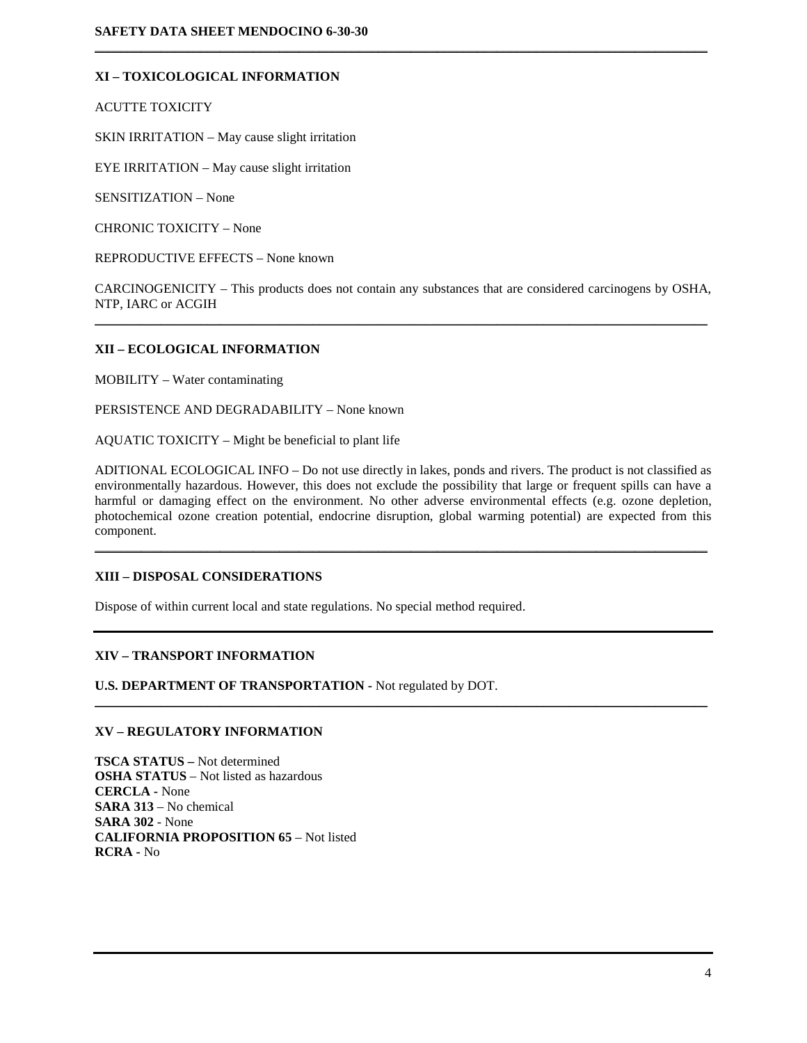## XI – TOXICOLOGICAL INFORMATION

ACUTTE TOXICITY

SKIN IRRITATION – May cause slight irritation

EYE IRRITATION – May cause slight irritation

SENSITIZATION – None

CHRONIC TOXICITY – None

REPRODUCTIVE EFFECTS – None known

CARCINOGENICITY – This products does not contain any substances that are considered carcinogens by OSHA, NTP, IARC or ACGIH

## XII – ECOLOGICAL INFORMATION

MOBILITY – Water contaminating

PERSISTENCE AND DEGRADABILITY – None known

AQUATIC TOXICITY – Might be beneficial to plant life

ADITIONAL ECOLOGICAL INFO – Do not use directly in lakes, ponds and rivers. The product is not classified as environmentally hazardous. However, this does not exclude the possibility that large or frequent spills can have a harmful or damaging effect on the environment. No other adverse environmental effects (e.g. ozone depletion, photochemical ozone creation potential, endocrine disruption, global warming potential) are expected from this component.

## XIII – DISPOSAL CONSIDERATIONS

Dispose of within current local and state regulations. No special method required.

## XIV – TRANSPORT INFORMATION

**U.S. DEPARTMENT OF TRANSPORTATION -** Not regulated by DOT.

## XV – REGULATORY INFORMATION

**TSCA STATUS –** Not determined
**OSHA STATUS** – Not listed as hazardous
**CERCLA -** None
**SARA 313** – No chemical
**SARA 302** - None
**CALIFORNIA PROPOSITION 65** – Not listed
**RCRA** - No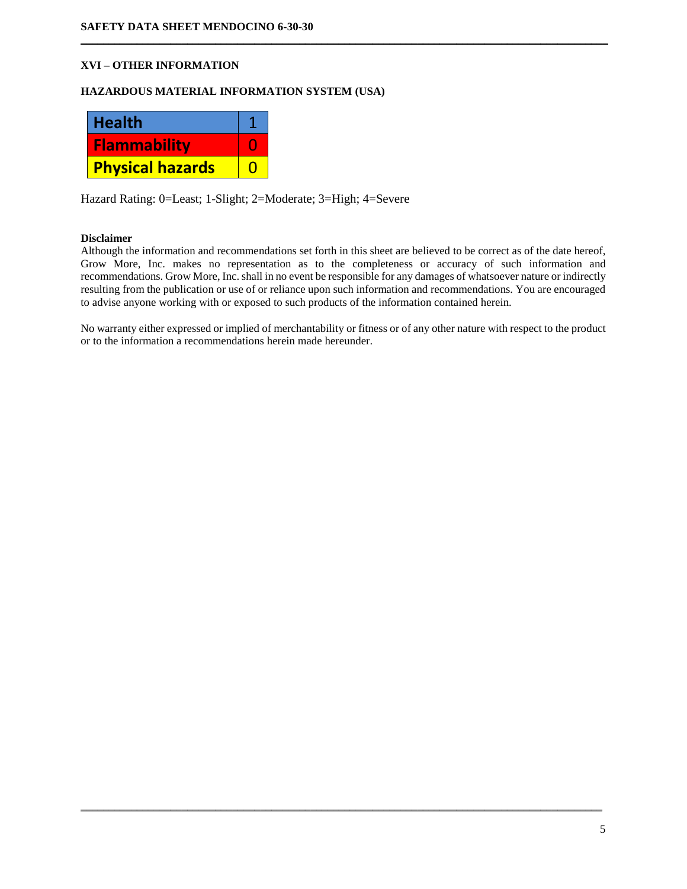## XVI – OTHER INFORMATION

### HAZARDOUS MATERIAL INFORMATION SYSTEM (USA)

| | |
|---|---|
| Health | 1 |
| Flammability | 0 |
| Physical hazards | 0 |

Hazard Rating: 0=Least; 1-Slight; 2=Moderate; 3=High; 4=Severe

**Disclaimer**

Although the information and recommendations set forth in this sheet are believed to be correct as of the date hereof, Grow More, Inc. makes no representation as to the completeness or accuracy of such information and recommendations. Grow More, Inc. shall in no event be responsible for any damages of whatsoever nature or indirectly resulting from the publication or use of or reliance upon such information and recommendations. You are encouraged to advise anyone working with or exposed to such products of the information contained herein.

No warranty either expressed or implied of merchantability or fitness or of any other nature with respect to the product or to the information a recommendations herein made hereunder.